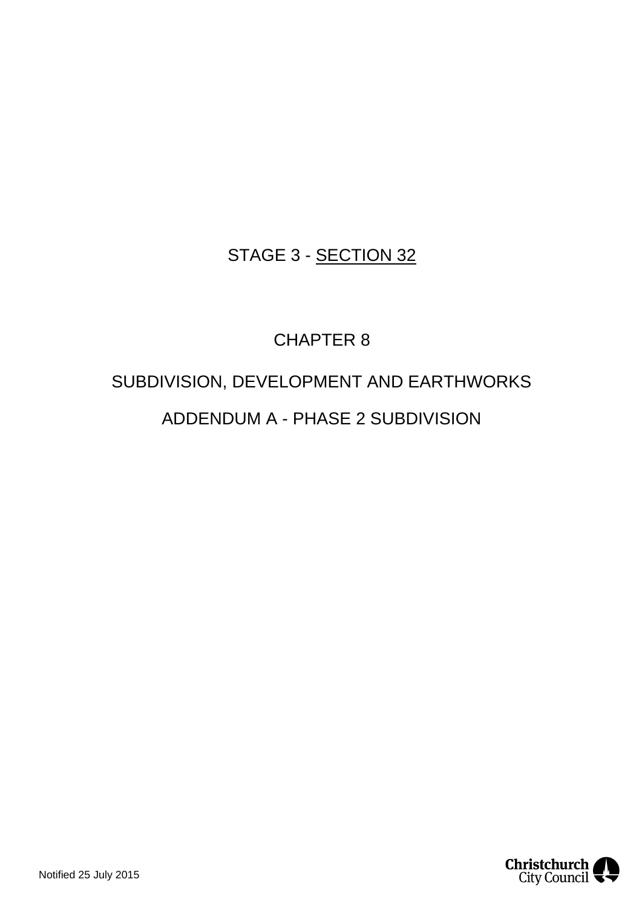# STAGE 3 - SECTION 32

# CHAPTER 8

# SUBDIVISION, DEVELOPMENT AND EARTHWORKS

# ADDENDUM A - PHASE 2 SUBDIVISION

Notified 25 July 2015

Christchurch City Council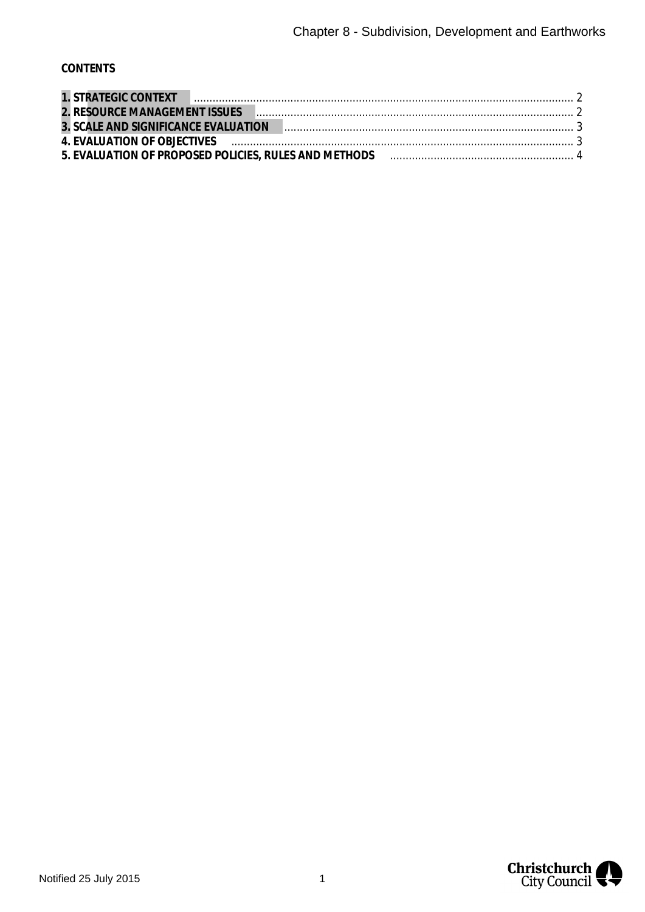**CONTENTS**

**1. STRATEGIC CONTEXT** .......... 2
**2. RESOURCE MANAGEMENT ISSUES** .......... 2
**3. SCALE AND SIGNIFICANCE EVALUATION** .......... 3
**4. EVALUATION OF OBJECTIVES** .......... 3
**5. EVALUATION OF PROPOSED POLICIES, RULES AND METHODS** .......... 4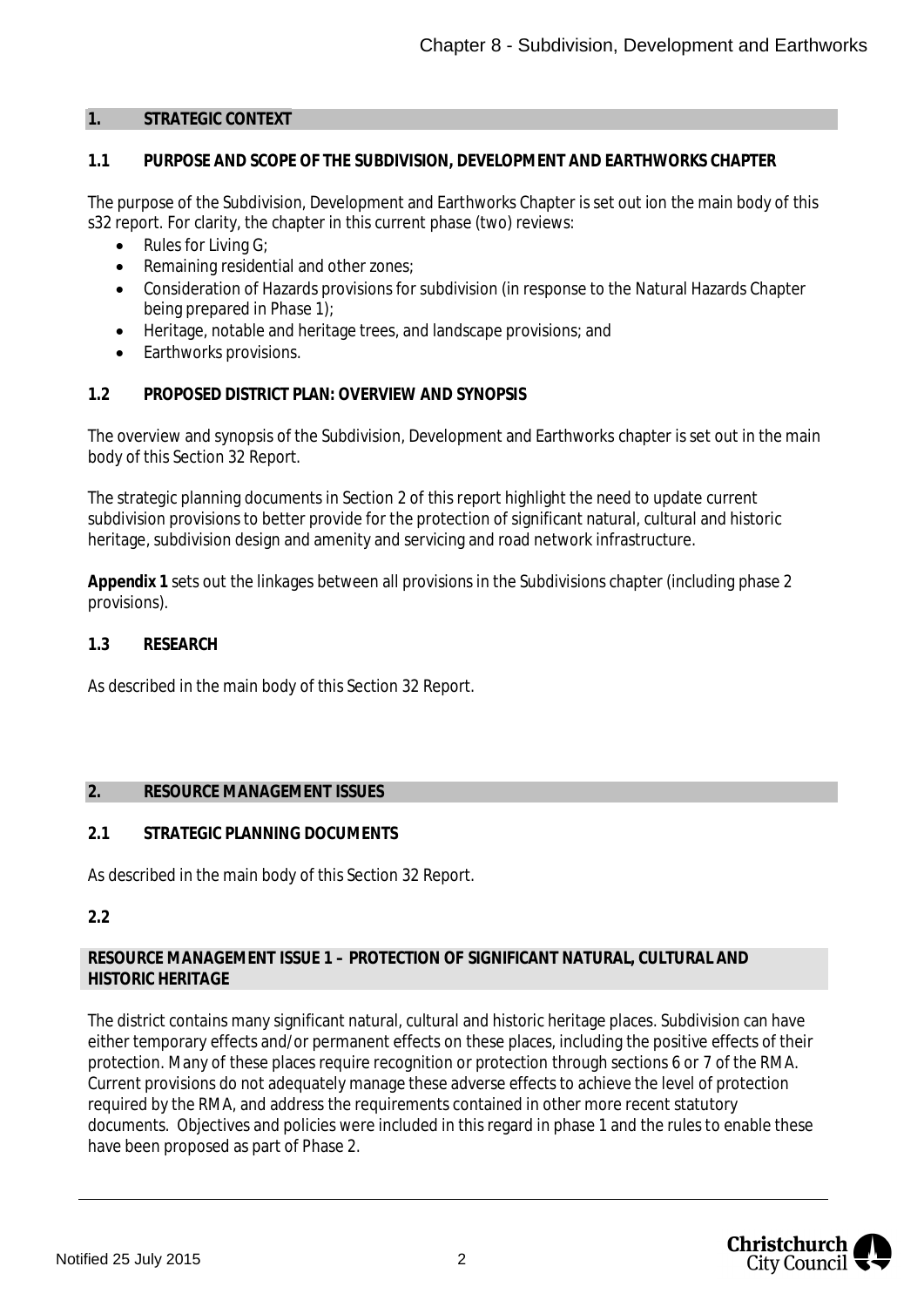## 1. STRATEGIC CONTEXT

### 1.1 PURPOSE AND SCOPE OF THE SUBDIVISION, DEVELOPMENT AND EARTHWORKS CHAPTER

The purpose of the Subdivision, Development and Earthworks Chapter is set out ion the main body of this s32 report. For clarity, the chapter in this current phase (two) reviews:

- Rules for Living G;
- Remaining residential and other zones;
- Consideration of Hazards provisions for subdivision (in response to the Natural Hazards Chapter being prepared in Phase 1);
- Heritage, notable and heritage trees, and landscape provisions; and
- Earthworks provisions.

### 1.2 PROPOSED DISTRICT PLAN: OVERVIEW AND SYNOPSIS

The overview and synopsis of the Subdivision, Development and Earthworks chapter is set out in the main body of this Section 32 Report.

The strategic planning documents in Section 2 of this report highlight the need to update current subdivision provisions to better provide for the protection of significant natural, cultural and historic heritage, subdivision design and amenity and servicing and road network infrastructure.

**Appendix 1** sets out the linkages between all provisions in the Subdivisions chapter (including phase 2 provisions).

### 1.3 RESEARCH

As described in the main body of this Section 32 Report.

## 2. RESOURCE MANAGEMENT ISSUES

### 2.1 STRATEGIC PLANNING DOCUMENTS

As described in the main body of this Section 32 Report.

### 2.2

#### RESOURCE MANAGEMENT ISSUE 1 – PROTECTION OF SIGNIFICANT NATURAL, CULTURAL AND HISTORIC HERITAGE

The district contains many significant natural, cultural and historic heritage places. Subdivision can have either temporary effects and/or permanent effects on these places, including the positive effects of their protection. Many of these places require recognition or protection through sections 6 or 7 of the RMA. Current provisions do not adequately manage these adverse effects to achieve the level of protection required by the RMA, and address the requirements contained in other more recent statutory documents. Objectives and policies were included in this regard in phase 1 and the rules to enable these have been proposed as part of Phase 2.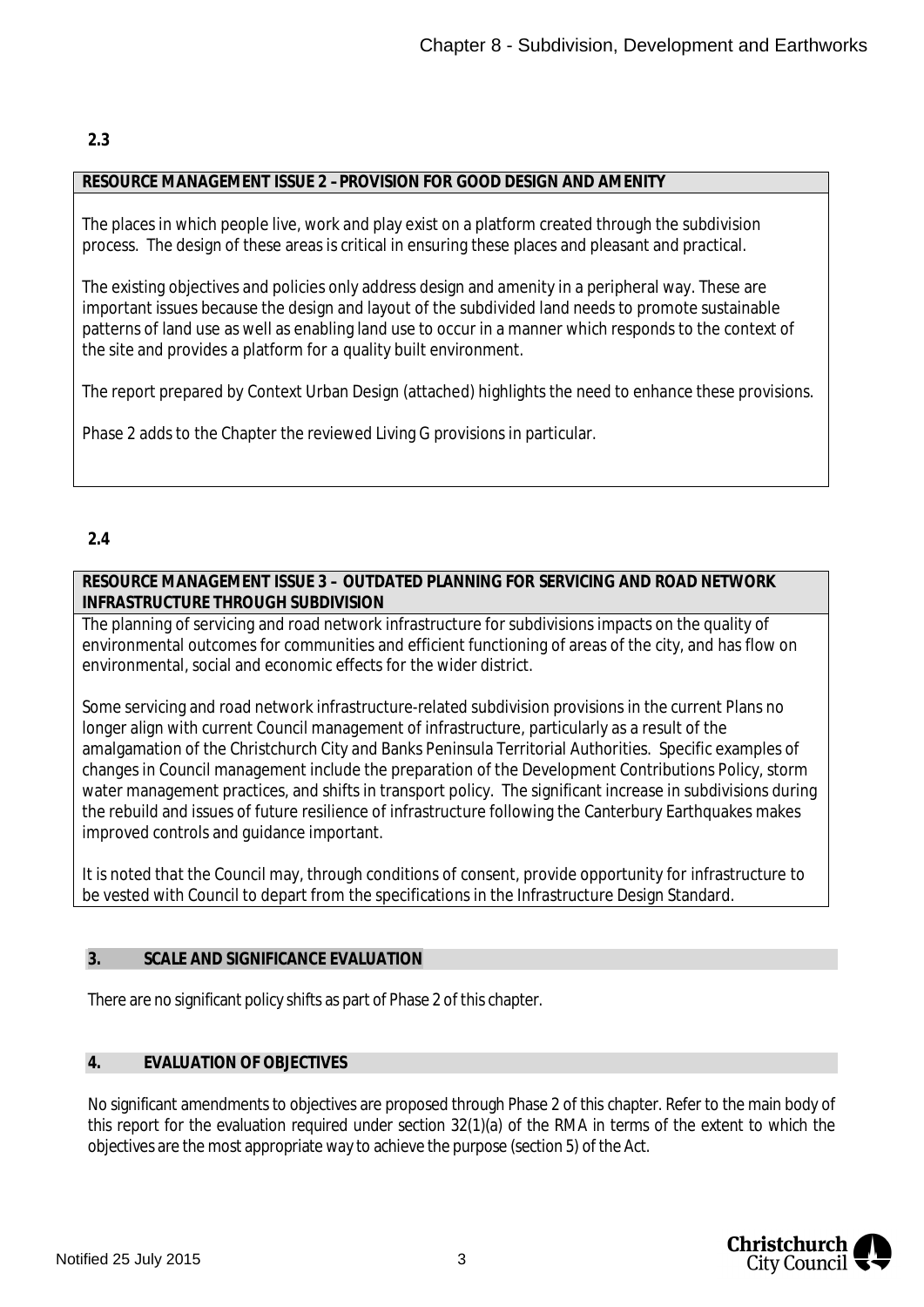**2.3**

| **RESOURCE MANAGEMENT ISSUE 2 – PROVISION FOR GOOD DESIGN AND AMENITY** |
|---|
| The places in which people live, work and play exist on a platform created through the subdivision process. The design of these areas is critical in ensuring these places and pleasant and practical.<br><br>The existing objectives and policies only address design and amenity in a peripheral way. These are important issues because the design and layout of the subdivided land needs to promote sustainable patterns of land use as well as enabling land use to occur in a manner which responds to the context of the site and provides a platform for a quality built environment.<br><br>The report prepared by Context Urban Design (attached) highlights the need to enhance these provisions.<br><br>Phase 2 adds to the Chapter the reviewed Living G provisions in particular. |

**2.4**

| **RESOURCE MANAGEMENT ISSUE 3 – OUTDATED PLANNING FOR SERVICING AND ROAD NETWORK INFRASTRUCTURE THROUGH SUBDIVISION** |
|---|
| The planning of servicing and road network infrastructure for subdivisions impacts on the quality of environmental outcomes for communities and efficient functioning of areas of the city, and has flow on environmental, social and economic effects for the wider district.<br><br>Some servicing and road network infrastructure-related subdivision provisions in the current Plans no longer align with current Council management of infrastructure, particularly as a result of the amalgamation of the Christchurch City and Banks Peninsula Territorial Authorities. Specific examples of changes in Council management include the preparation of the Development Contributions Policy, storm water management practices, and shifts in transport policy. The significant increase in subdivisions during the rebuild and issues of future resilience of infrastructure following the Canterbury Earthquakes makes improved controls and guidance important.<br><br>It is noted that the Council may, through conditions of consent, provide opportunity for infrastructure to be vested with Council to depart from the specifications in the Infrastructure Design Standard. |

## 3. SCALE AND SIGNIFICANCE EVALUATION

There are no significant policy shifts as part of Phase 2 of this chapter.

## 4. EVALUATION OF OBJECTIVES

No significant amendments to objectives are proposed through Phase 2 of this chapter. Refer to the main body of this report for the evaluation required under section 32(1)(a) of the RMA in terms of the extent to which the objectives are the most appropriate way to achieve the purpose (section 5) of the Act.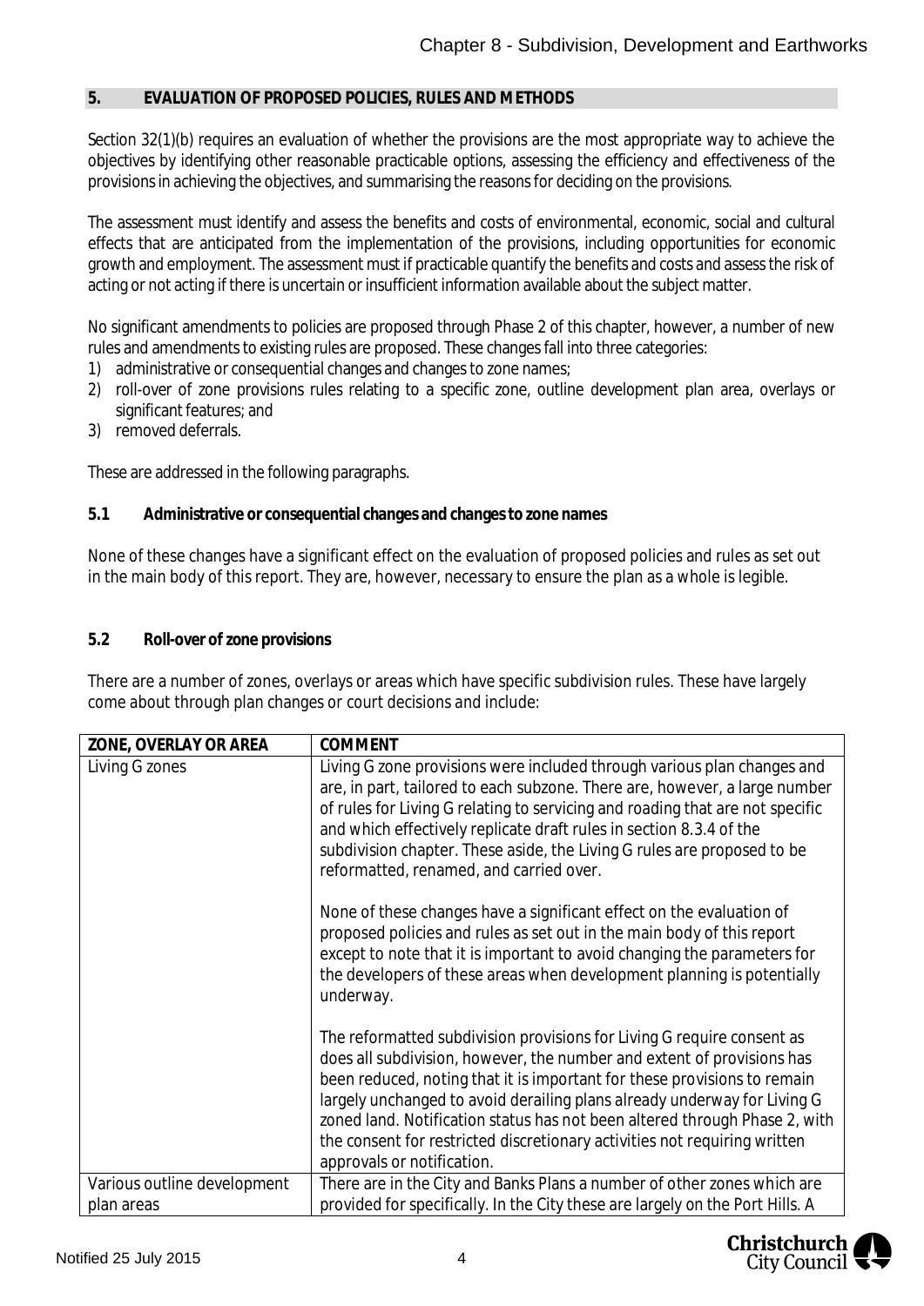## 5. EVALUATION OF PROPOSED POLICIES, RULES AND METHODS

Section 32(1)(b) requires an evaluation of whether the provisions are the most appropriate way to achieve the objectives by identifying other reasonable practicable options, assessing the efficiency and effectiveness of the provisions in achieving the objectives, and summarising the reasons for deciding on the provisions.

The assessment must identify and assess the benefits and costs of environmental, economic, social and cultural effects that are anticipated from the implementation of the provisions, including opportunities for economic growth and employment. The assessment must if practicable quantify the benefits and costs and assess the risk of acting or not acting if there is uncertain or insufficient information available about the subject matter.

No significant amendments to policies are proposed through Phase 2 of this chapter, however, a number of new rules and amendments to existing rules are proposed. These changes fall into three categories:

1) administrative or consequential changes and changes to zone names;
2) roll-over of zone provisions rules relating to a specific zone, outline development plan area, overlays or significant features; and
3) removed deferrals.

These are addressed in the following paragraphs.

### 5.1 Administrative or consequential changes and changes to zone names

None of these changes have a significant effect on the evaluation of proposed policies and rules as set out in the main body of this report. They are, however, necessary to ensure the plan as a whole is legible.

### 5.2 Roll-over of zone provisions

There are a number of zones, overlays or areas which have specific subdivision rules. These have largely come about through plan changes or court decisions and include:

| ZONE, OVERLAY OR AREA | COMMENT |
|---|---|
| Living G zones | Living G zone provisions were included through various plan changes and are, in part, tailored to each subzone. There are, however, a large number of rules for Living G relating to servicing and roading that are not specific and which effectively replicate draft rules in section 8.3.4 of the subdivision chapter. These aside, the Living G rules are proposed to be reformatted, renamed, and carried over.<br><br>None of these changes have a significant effect on the evaluation of proposed policies and rules as set out in the main body of this report except to note that it is important to avoid changing the parameters for the developers of these areas when development planning is potentially underway.<br><br>The reformatted subdivision provisions for Living G require consent as does all subdivision, however, the number and extent of provisions has been reduced, noting that it is important for these provisions to remain largely unchanged to avoid derailing plans already underway for Living G zoned land. Notification status has not been altered through Phase 2, with the consent for restricted discretionary activities not requiring written approvals or notification. |
| Various outline development plan areas | There are in the City and Banks Plans a number of other zones which are provided for specifically. In the City these are largely on the Port Hills. A |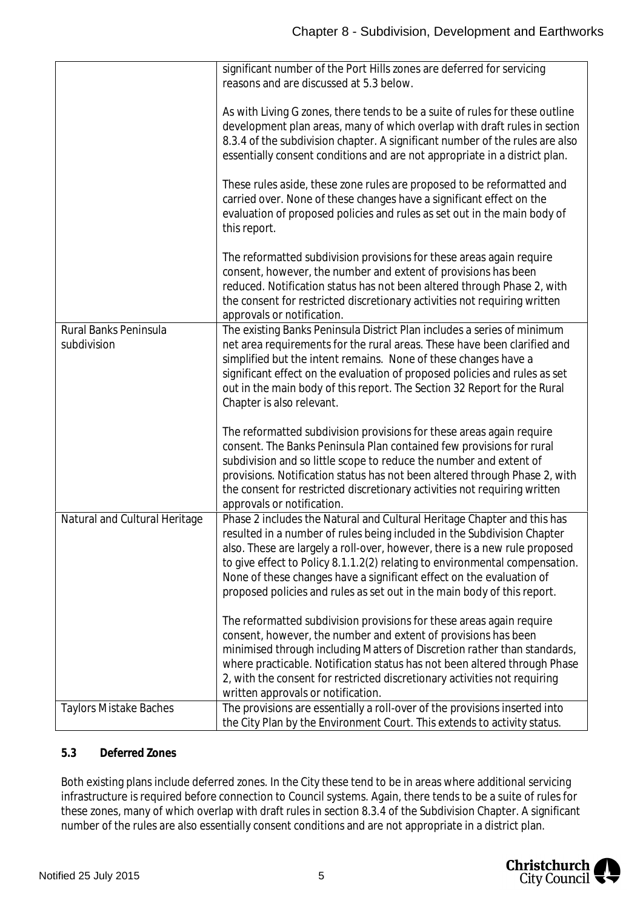| | |
|---|---|
| | significant number of the Port Hills zones are deferred for servicing reasons and are discussed at 5.3 below.<br><br>As with Living G zones, there tends to be a suite of rules for these outline development plan areas, many of which overlap with draft rules in section 8.3.4 of the subdivision chapter. A significant number of the rules are also essentially consent conditions and are not appropriate in a district plan.<br><br>These rules aside, these zone rules are proposed to be reformatted and carried over. None of these changes have a significant effect on the evaluation of proposed policies and rules as set out in the main body of this report.<br><br>The reformatted subdivision provisions for these areas again require consent, however, the number and extent of provisions has been reduced. Notification status has not been altered through Phase 2, with the consent for restricted discretionary activities not requiring written approvals or notification. |
| Rural Banks Peninsula subdivision | The existing Banks Peninsula District Plan includes a series of minimum net area requirements for the rural areas. These have been clarified and simplified but the intent remains. None of these changes have a significant effect on the evaluation of proposed policies and rules as set out in the main body of this report. The Section 32 Report for the Rural Chapter is also relevant.<br><br>The reformatted subdivision provisions for these areas again require consent. The Banks Peninsula Plan contained few provisions for rural subdivision and so little scope to reduce the number and extent of provisions. Notification status has not been altered through Phase 2, with the consent for restricted discretionary activities not requiring written approvals or notification. |
| Natural and Cultural Heritage | Phase 2 includes the Natural and Cultural Heritage Chapter and this has resulted in a number of rules being included in the Subdivision Chapter also. These are largely a roll-over, however, there is a new rule proposed to give effect to Policy 8.1.1.2(2) relating to environmental compensation. None of these changes have a significant effect on the evaluation of proposed policies and rules as set out in the main body of this report.<br><br>The reformatted subdivision provisions for these areas again require consent, however, the number and extent of provisions has been minimised through including Matters of Discretion rather than standards, where practicable. Notification status has not been altered through Phase 2, with the consent for restricted discretionary activities not requiring written approvals or notification. |
| Taylors Mistake Baches | The provisions are essentially a roll-over of the provisions inserted into the City Plan by the Environment Court. This extends to activity status. |

**5.3 Deferred Zones**

Both existing plans include deferred zones. In the City these tend to be in areas where additional servicing infrastructure is required before connection to Council systems. Again, there tends to be a suite of rules for these zones, many of which overlap with draft rules in section 8.3.4 of the Subdivision Chapter. A significant number of the rules are also essentially consent conditions and are not appropriate in a district plan.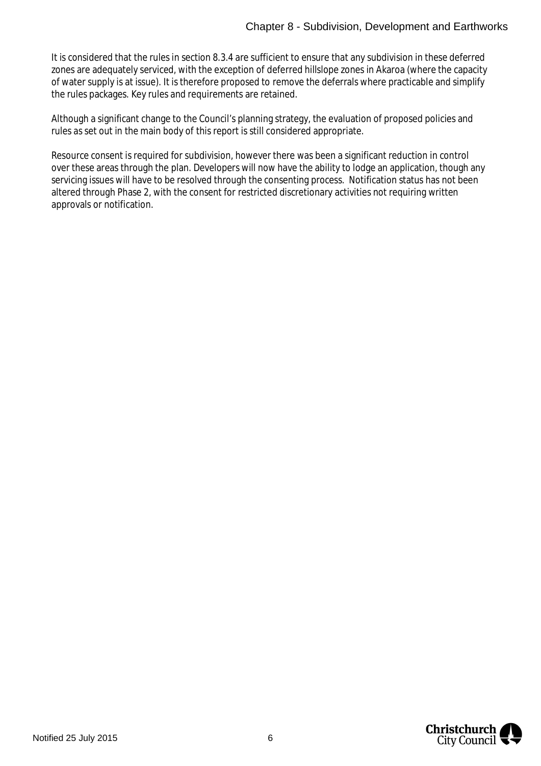It is considered that the rules in section 8.3.4 are sufficient to ensure that any subdivision in these deferred zones are adequately serviced, with the exception of deferred hillslope zones in Akaroa (where the capacity of water supply is at issue). It is therefore proposed to remove the deferrals where practicable and simplify the rules packages. Key rules and requirements are retained.

Although a significant change to the Council's planning strategy, the evaluation of proposed policies and rules as set out in the main body of this report is still considered appropriate.

Resource consent is required for subdivision, however there was been a significant reduction in control over these areas through the plan. Developers will now have the ability to lodge an application, though any servicing issues will have to be resolved through the consenting process. Notification status has not been altered through Phase 2, with the consent for restricted discretionary activities not requiring written approvals or notification.